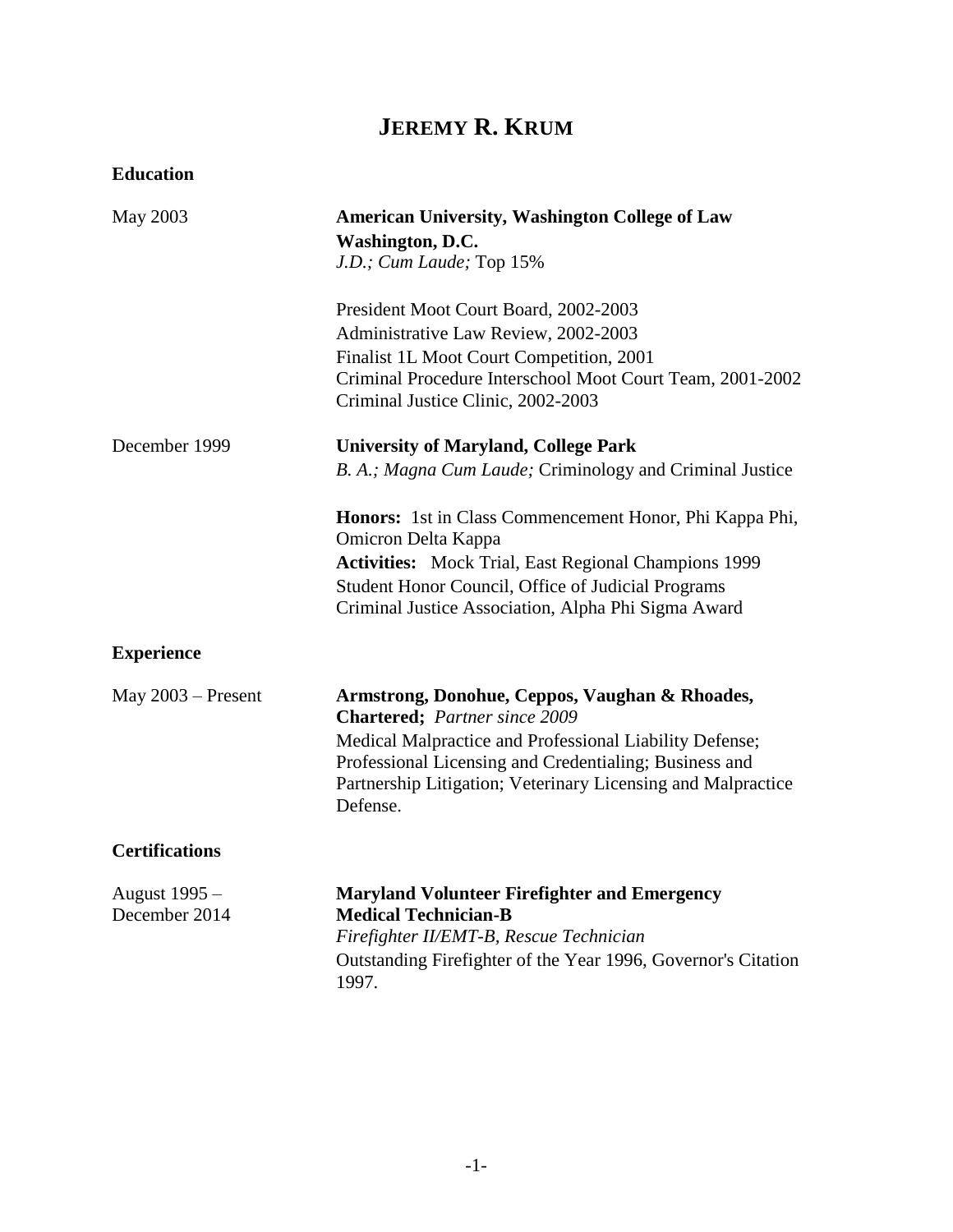# JEREMY R. KRUM

## Education

| | |
|---|---|
| May 2003 | **American University, Washington College of Law** |
| | **Washington, D.C.** |
| | *J.D.; Cum Laude;* Top 15% |
| | President Moot Court Board, 2002-2003 |
| | Administrative Law Review, 2002-2003 |
| | Finalist 1L Moot Court Competition, 2001 |
| | Criminal Procedure Interschool Moot Court Team, 2001-2002 |
| | Criminal Justice Clinic, 2002-2003 |
| December 1999 | **University of Maryland, College Park** |
| | *B. A.; Magna Cum Laude;* Criminology and Criminal Justice |
| | **Honors:** 1st in Class Commencement Honor, Phi Kappa Phi, Omicron Delta Kappa |
| | **Activities:** Mock Trial, East Regional Champions 1999 |
| | Student Honor Council, Office of Judicial Programs |
| | Criminal Justice Association, Alpha Phi Sigma Award |

## Experience

| | |
|---|---|
| May 2003 – Present | **Armstrong, Donohue, Ceppos, Vaughan & Rhoades, Chartered;** *Partner since 2009* |
| | Medical Malpractice and Professional Liability Defense; Professional Licensing and Credentialing; Business and Partnership Litigation; Veterinary Licensing and Malpractice Defense. |

## Certifications

| | |
|---|---|
| August 1995 – December 2014 | **Maryland Volunteer Firefighter and Emergency Medical Technician-B** |
| | *Firefighter II/EMT-B, Rescue Technician* |
| | Outstanding Firefighter of the Year 1996, Governor's Citation 1997. |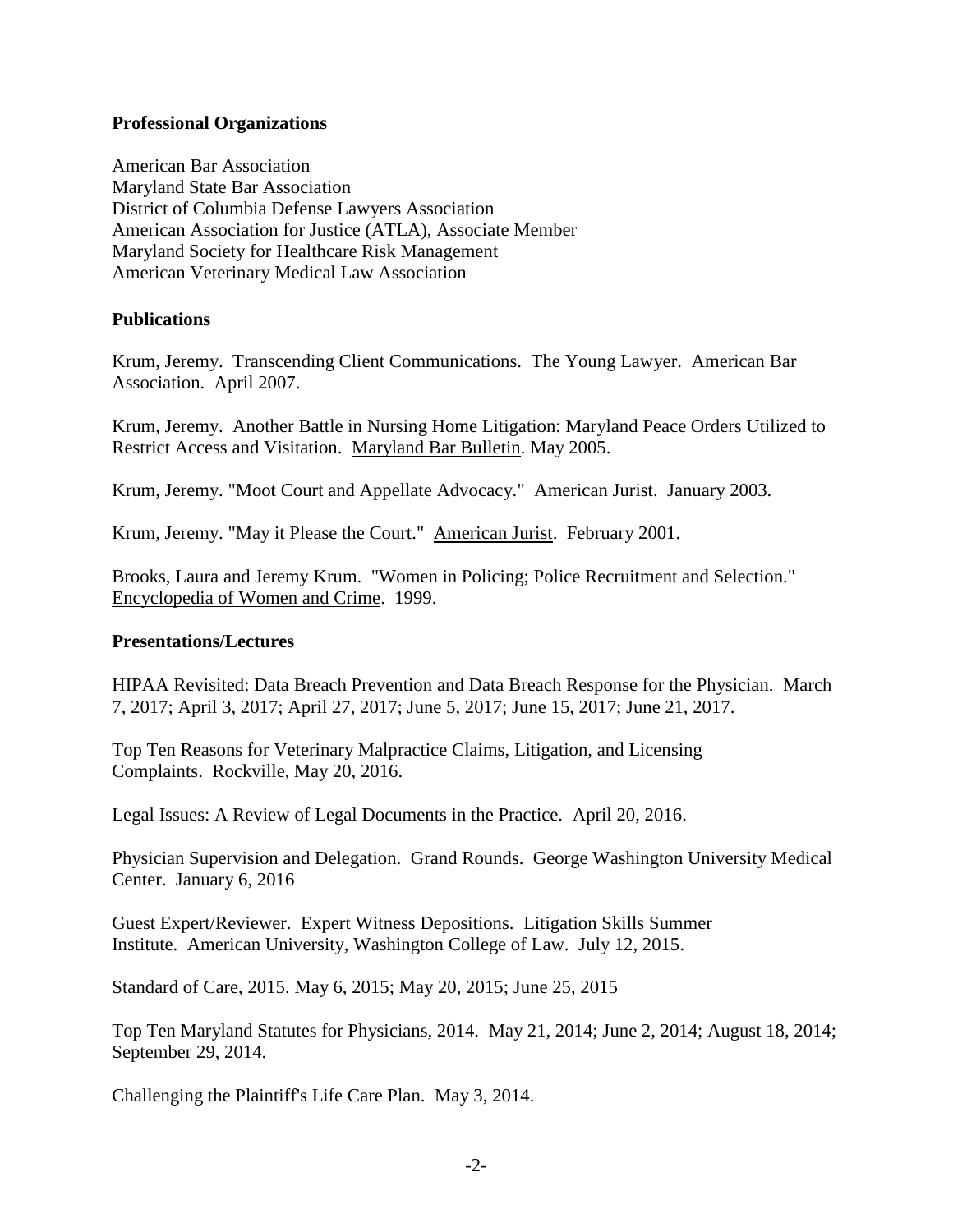**Professional Organizations**

American Bar Association
Maryland State Bar Association
District of Columbia Defense Lawyers Association
American Association for Justice (ATLA), Associate Member
Maryland Society for Healthcare Risk Management
American Veterinary Medical Law Association

**Publications**

Krum, Jeremy. Transcending Client Communications. The Young Lawyer. American Bar Association. April 2007.

Krum, Jeremy. Another Battle in Nursing Home Litigation: Maryland Peace Orders Utilized to Restrict Access and Visitation. Maryland Bar Bulletin. May 2005.

Krum, Jeremy. "Moot Court and Appellate Advocacy." American Jurist. January 2003.

Krum, Jeremy. "May it Please the Court." American Jurist. February 2001.

Brooks, Laura and Jeremy Krum. "Women in Policing; Police Recruitment and Selection." Encyclopedia of Women and Crime. 1999.

**Presentations/Lectures**

HIPAA Revisited: Data Breach Prevention and Data Breach Response for the Physician. March 7, 2017; April 3, 2017; April 27, 2017; June 5, 2017; June 15, 2017; June 21, 2017.

Top Ten Reasons for Veterinary Malpractice Claims, Litigation, and Licensing Complaints. Rockville, May 20, 2016.

Legal Issues: A Review of Legal Documents in the Practice. April 20, 2016.

Physician Supervision and Delegation. Grand Rounds. George Washington University Medical Center. January 6, 2016

Guest Expert/Reviewer. Expert Witness Depositions. Litigation Skills Summer Institute. American University, Washington College of Law. July 12, 2015.

Standard of Care, 2015. May 6, 2015; May 20, 2015; June 25, 2015

Top Ten Maryland Statutes for Physicians, 2014. May 21, 2014; June 2, 2014; August 18, 2014; September 29, 2014.

Challenging the Plaintiff's Life Care Plan. May 3, 2014.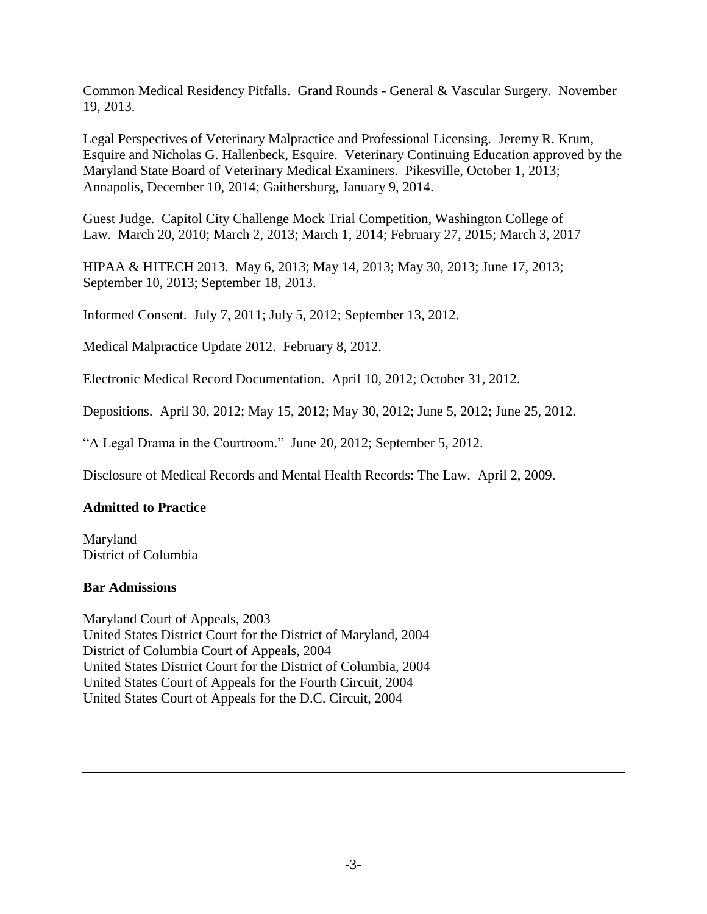Common Medical Residency Pitfalls. Grand Rounds - General & Vascular Surgery. November 19, 2013.

Legal Perspectives of Veterinary Malpractice and Professional Licensing. Jeremy R. Krum, Esquire and Nicholas G. Hallenbeck, Esquire. Veterinary Continuing Education approved by the Maryland State Board of Veterinary Medical Examiners. Pikesville, October 1, 2013; Annapolis, December 10, 2014; Gaithersburg, January 9, 2014.

Guest Judge. Capitol City Challenge Mock Trial Competition, Washington College of Law. March 20, 2010; March 2, 2013; March 1, 2014; February 27, 2015; March 3, 2017

HIPAA & HITECH 2013. May 6, 2013; May 14, 2013; May 30, 2013; June 17, 2013; September 10, 2013; September 18, 2013.

Informed Consent. July 7, 2011; July 5, 2012; September 13, 2012.

Medical Malpractice Update 2012. February 8, 2012.

Electronic Medical Record Documentation. April 10, 2012; October 31, 2012.

Depositions. April 30, 2012; May 15, 2012; May 30, 2012; June 5, 2012; June 25, 2012.

"A Legal Drama in the Courtroom." June 20, 2012; September 5, 2012.

Disclosure of Medical Records and Mental Health Records: The Law. April 2, 2009.

**Admitted to Practice**

Maryland
District of Columbia

**Bar Admissions**

Maryland Court of Appeals, 2003
United States District Court for the District of Maryland, 2004
District of Columbia Court of Appeals, 2004
United States District Court for the District of Columbia, 2004
United States Court of Appeals for the Fourth Circuit, 2004
United States Court of Appeals for the D.C. Circuit, 2004